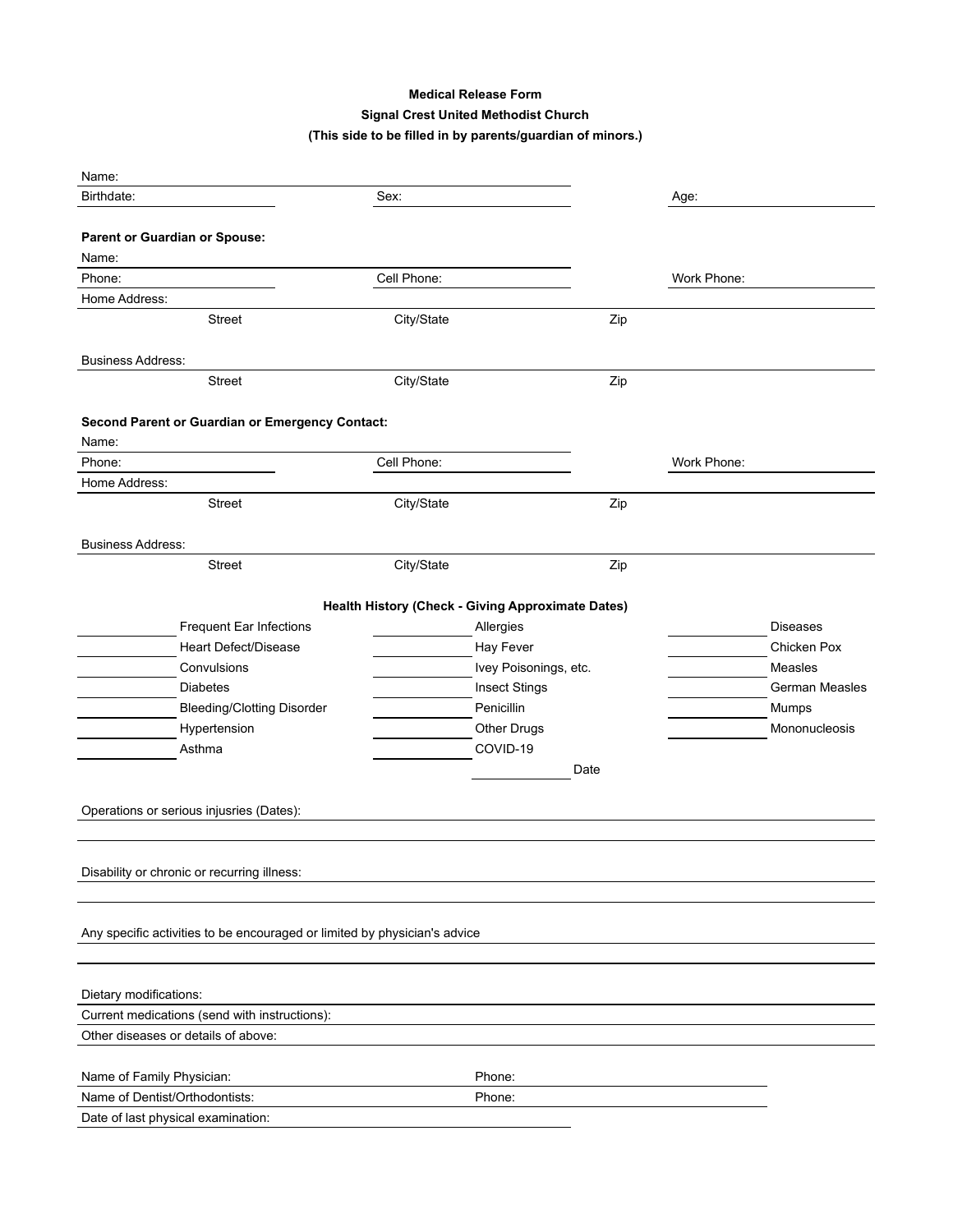**Medical Release Form**

**Signal Crest United Methodist Church**

**(This side to be filled in by parents/guardian of minors.)**

Name: ____________________

Birthdate: ____________________ Sex: ____________________ Age: ____________________

**Parent or Guardian or Spouse:**

Name: ____________________

Phone: ____________________ Cell Phone: ____________________ Work Phone: ____________________

Home Address: ____________________

Street City/State Zip

Business Address: ____________________

Street City/State Zip

**Second Parent or Guardian or Emergency Contact:**

Name: ____________________

Phone: ____________________ Cell Phone: ____________________ Work Phone: ____________________

Home Address: ____________________

Street City/State Zip

Business Address: ____________________

Street City/State Zip

**Health History (Check - Giving Approximate Dates)**

| | | | | | |
|---|---|---|---|---|---|
| ______ | Frequent Ear Infections | ______ | Allergies | ______ | Diseases |
| ______ | Heart Defect/Disease | ______ | Hay Fever | ______ | Chicken Pox |
| ______ | Convulsions | ______ | Ivey Poisonings, etc. | ______ | Measles |
| ______ | Diabetes | ______ | Insect Stings | ______ | German Measles |
| ______ | Bleeding/Clotting Disorder | ______ | Penicillin | ______ | Mumps |
| ______ | Hypertension | ______ | Other Drugs | ______ | Mononucleosis |
| ______ | Asthma | ______ | COVID-19 | | |
| | | | ______ Date | | |

Operations or serious injusries (Dates): ____________________

____________________

Disability or chronic or recurring illness: ____________________

____________________

Any specific activities to be encouraged or limited by physician's advice ____________________

____________________

Dietary modifications: ____________________

Current medications (send with instructions): ____________________

Other diseases or details of above: ____________________

Name of Family Physician: ____________________ Phone: ____________________

Name of Dentist/Orthodontists: ____________________ Phone: ____________________

Date of last physical examination: ____________________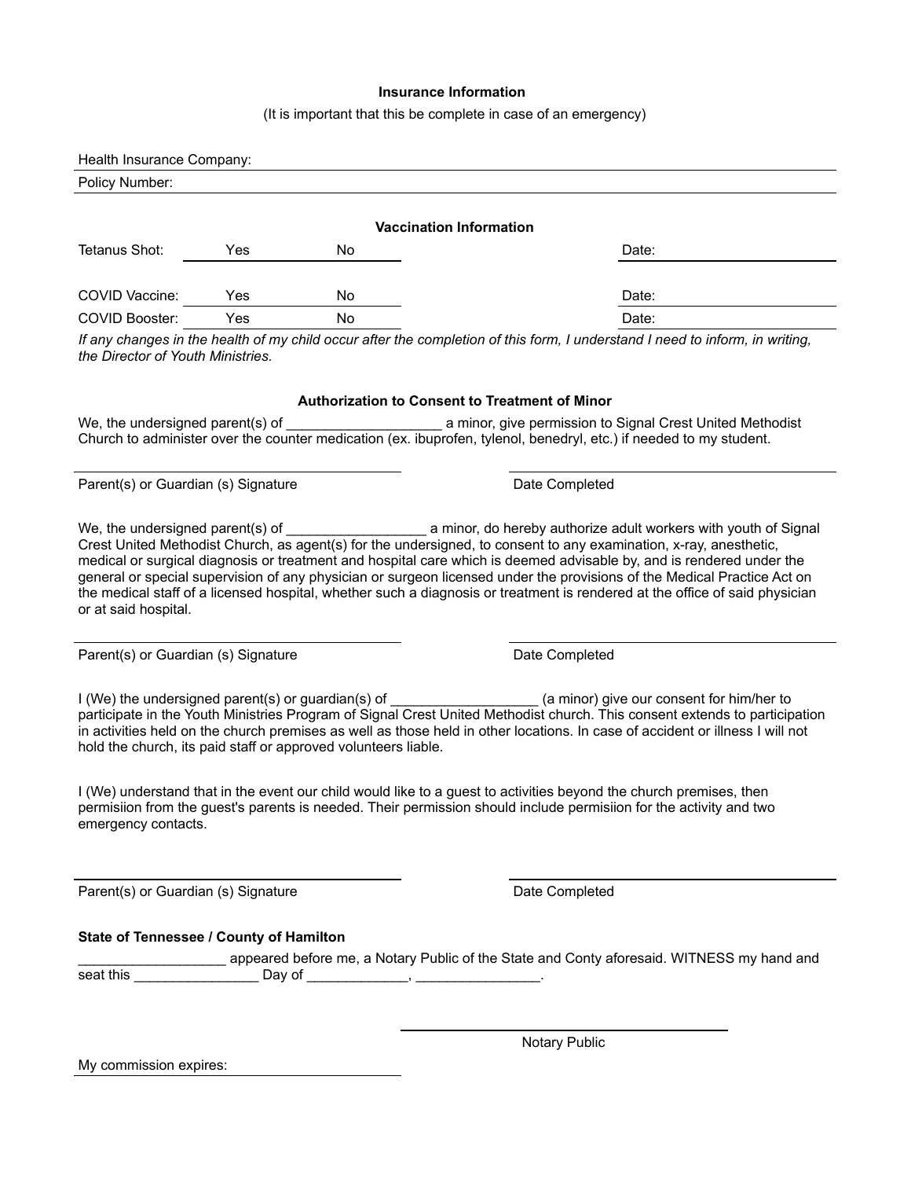**Insurance Information**

(It is important that this be complete in case of an emergency)

Health Insurance Company: \_\_\_\_\_\_\_\_\_\_\_\_\_\_\_\_\_\_\_\_

Policy Number: \_\_\_\_\_\_\_\_\_\_\_\_\_\_\_\_\_\_\_\_

**Vaccination Information**

| | | | |
|---|---|---|---|
| Tetanus Shot: | Yes | No | Date: |
| COVID Vaccine: | Yes | No | Date: |
| COVID Booster: | Yes | No | Date: |

*If any changes in the health of my child occur after the completion of this form, I understand I need to inform, in writing, the Director of Youth Ministries.*

**Authorization to Consent to Treatment of Minor**

We, the undersigned parent(s) of ____________________ a minor, give permission to Signal Crest United Methodist Church to administer over the counter medication (ex. ibuprofen, tylenol, benedryl, etc.) if needed to my student.

Parent(s) or Guardian (s) Signature Date Completed

We, the undersigned parent(s) of __________________ a minor, do hereby authorize adult workers with youth of Signal Crest United Methodist Church, as agent(s) for the undersigned, to consent to any examination, x-ray, anesthetic, medical or surgical diagnosis or treatment and hospital care which is deemed advisable by, and is rendered under the general or special supervision of any physician or surgeon licensed under the provisions of the Medical Practice Act on the medical staff of a licensed hospital, whether such a diagnosis or treatment is rendered at the office of said physician or at said hospital.

Parent(s) or Guardian (s) Signature Date Completed

I (We) the undersigned parent(s) or guardian(s) of ___________________ (a minor) give our consent for him/her to participate in the Youth Ministries Program of Signal Crest United Methodist church. This consent extends to participation in activities held on the church premises as well as those held in other locations. In case of accident or illness I will not hold the church, its paid staff or approved volunteers liable.

I (We) understand that in the event our child would like to a guest to activities beyond the church premises, then permisiion from the guest's parents is needed. Their permission should include permisiion for the activity and two emergency contacts.

Parent(s) or Guardian (s) Signature Date Completed

**State of Tennessee / County of Hamilton**

___________________ appeared before me, a Notary Public of the State and Conty aforesaid. WITNESS my hand and seat this ________________ Day of _____________, ________________.

Notary Public

My commission expires: